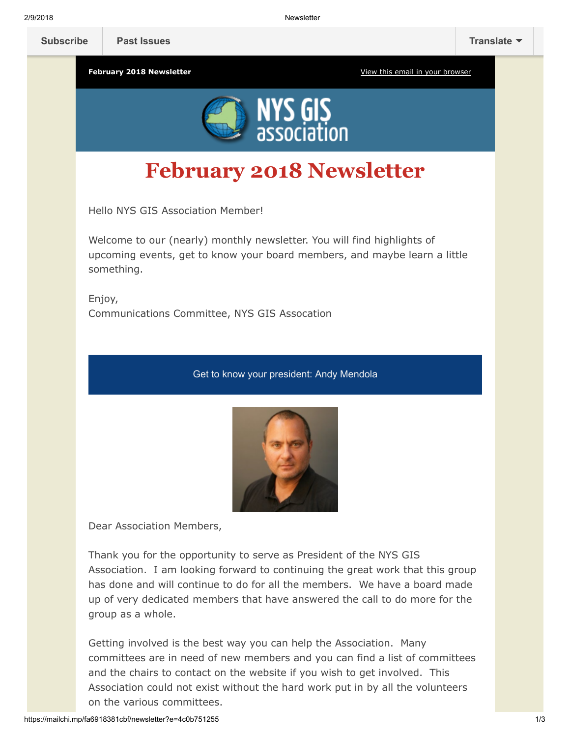Subscribe | Past Issues | Translate

**February 2018 Newsletter** | View this email in your browser

# February 2018 Newsletter

Hello NYS GIS Association Member!

Welcome to our (nearly) monthly newsletter. You will find highlights of upcoming events, get to know your board members, and maybe learn a little something.

Enjoy,
Communications Committee, NYS GIS Assocation

## Get to know your president: Andy Mendola

Dear Association Members,

Thank you for the opportunity to serve as President of the NYS GIS Association. I am looking forward to continuing the great work that this group has done and will continue to do for all the members. We have a board made up of very dedicated members that have answered the call to do more for the group as a whole.

Getting involved is the best way you can help the Association. Many committees are in need of new members and you can find a list of committees and the chairs to contact on the website if you wish to get involved. This Association could not exist without the hard work put in by all the volunteers on the various committees.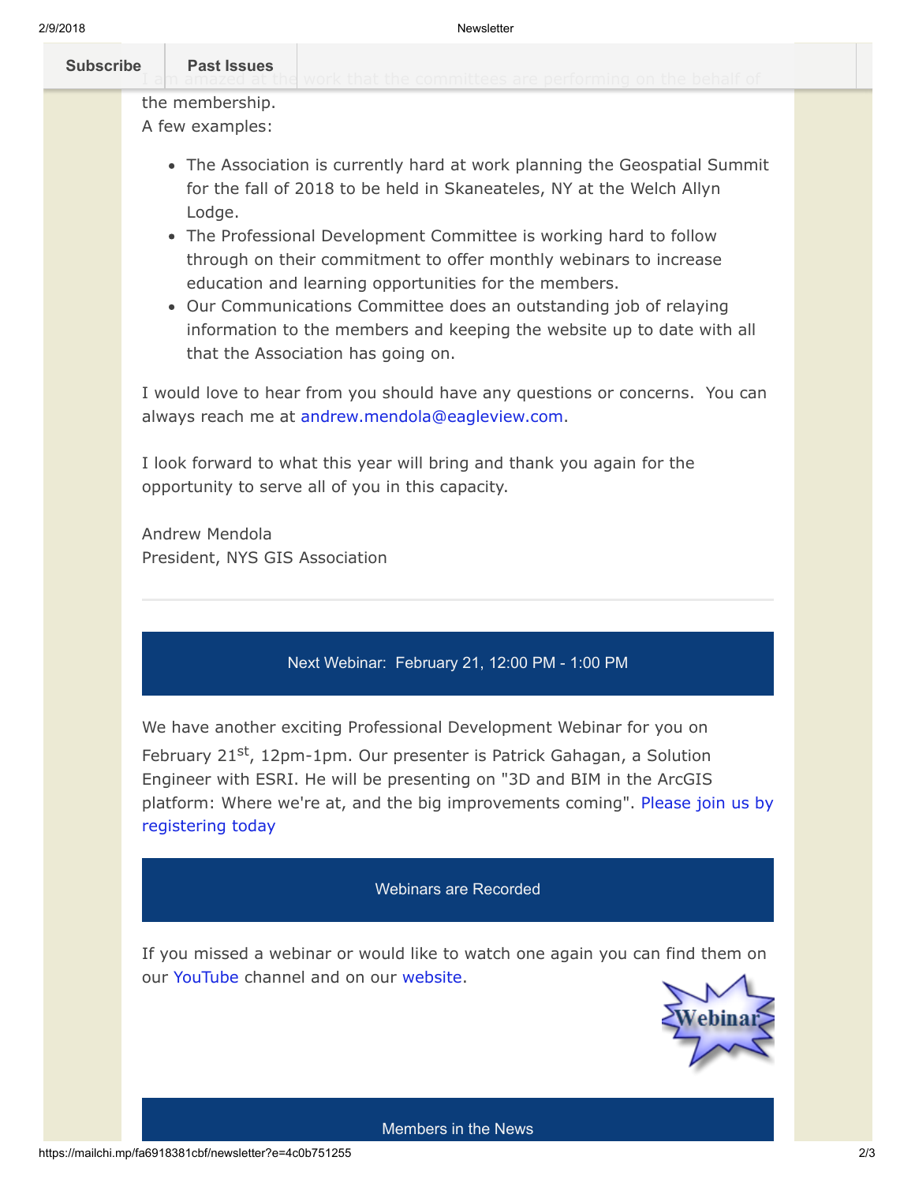I am amazed at the work that the committees are performing on the behalf of the membership.
A few examples:

- The Association is currently hard at work planning the Geospatial Summit for the fall of 2018 to be held in Skaneateles, NY at the Welch Allyn Lodge.
- The Professional Development Committee is working hard to follow through on their commitment to offer monthly webinars to increase education and learning opportunities for the members.
- Our Communications Committee does an outstanding job of relaying information to the members and keeping the website up to date with all that the Association has going on.

I would love to hear from you should have any questions or concerns. You can always reach me at andrew.mendola@eagleview.com.

I look forward to what this year will bring and thank you again for the opportunity to serve all of you in this capacity.

Andrew Mendola
President, NYS GIS Association

---

## Next Webinar: February 21, 12:00 PM - 1:00 PM

We have another exciting Professional Development Webinar for you on February 21st, 12pm-1pm. Our presenter is Patrick Gahagan, a Solution Engineer with ESRI. He will be presenting on "3D and BIM in the ArcGIS platform: Where we're at, and the big improvements coming". Please join us by registering today

## Webinars are Recorded

If you missed a webinar or would like to watch one again you can find them on our YouTube channel and on our website.

## Members in the News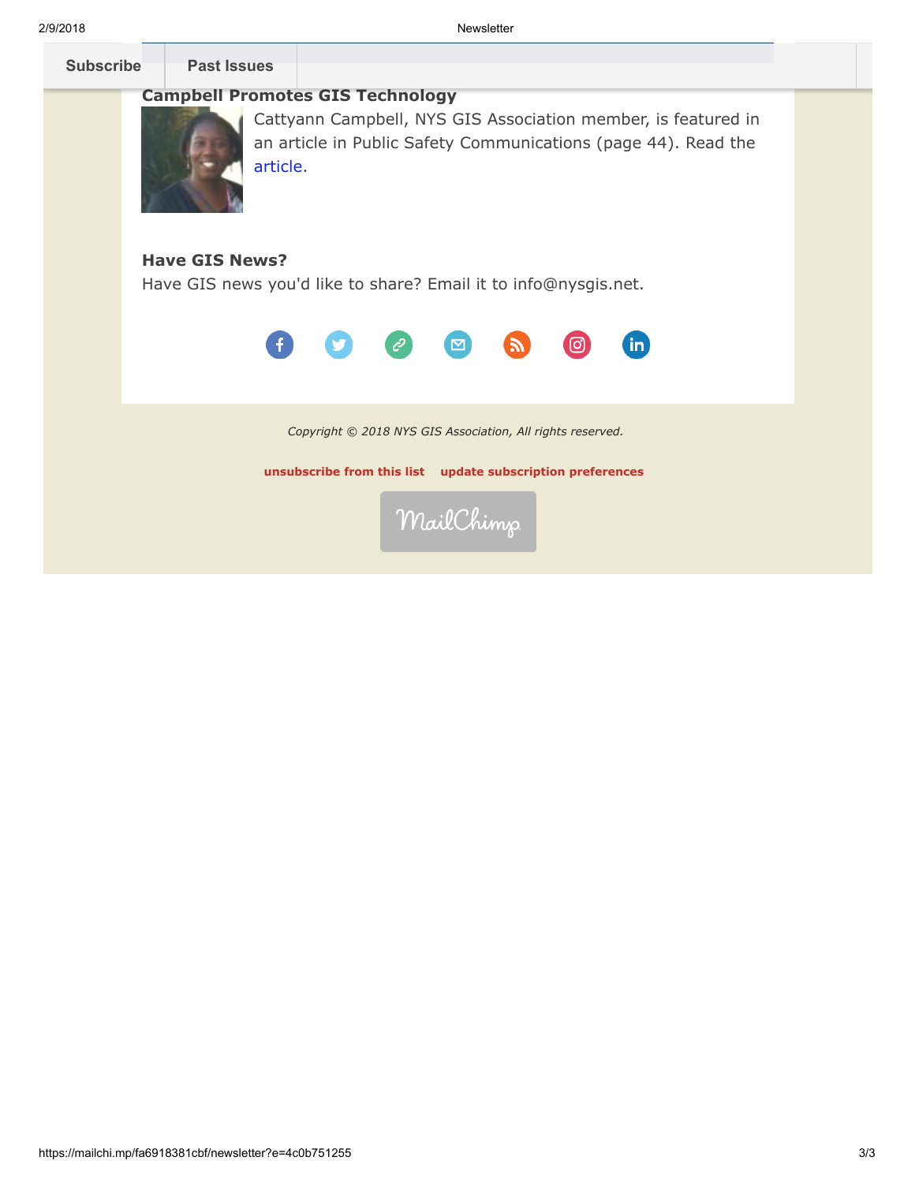Subscribe Past Issues

### Campbell Promotes GIS Technology

Cattyann Campbell, NYS GIS Association member, is featured in an article in Public Safety Communications (page 44). Read the article.

### Have GIS News?

Have GIS news you'd like to share? Email it to info@nysgis.net.

*Copyright © 2018 NYS GIS Association, All rights reserved.*

**unsubscribe from this list** **update subscription preferences**

MailChimp